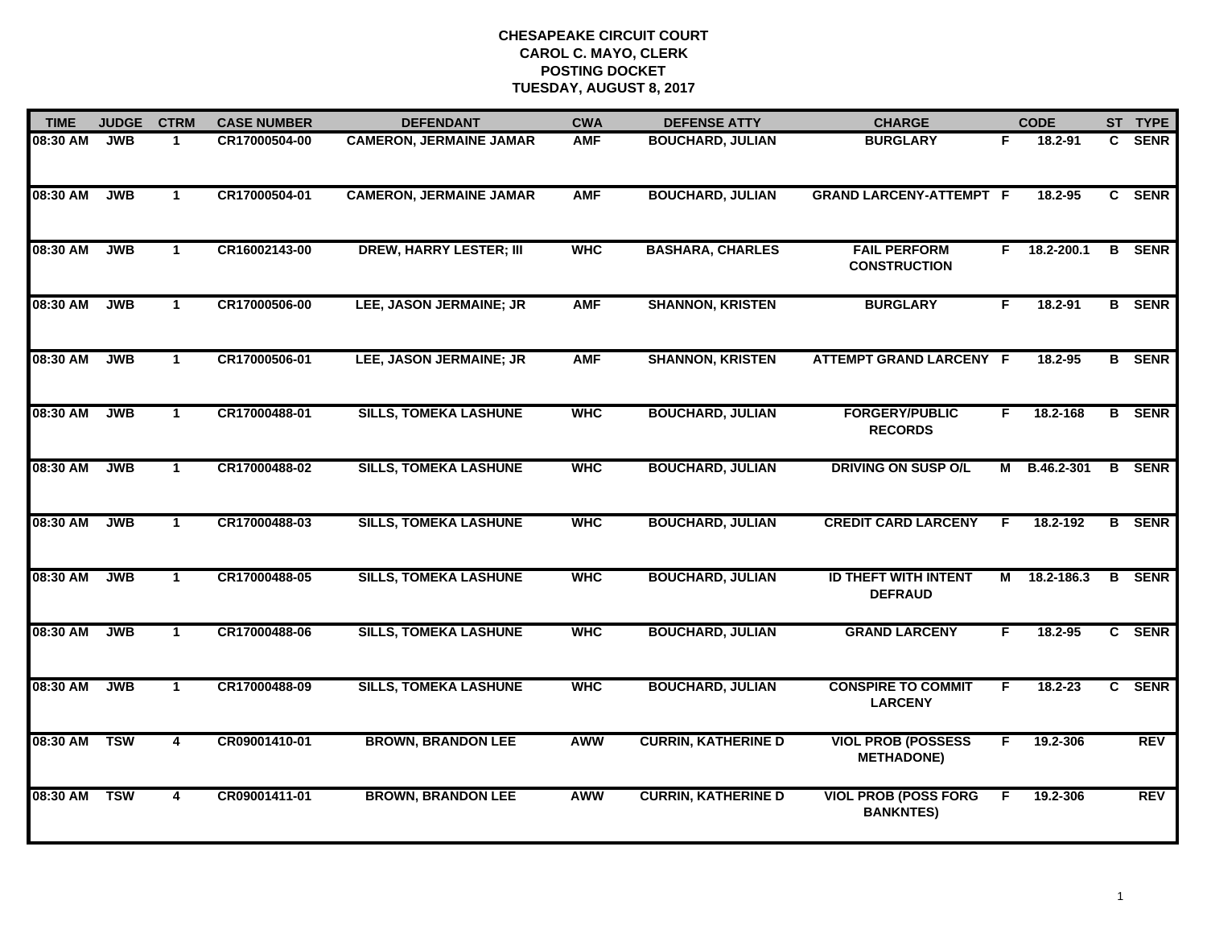**CHESAPEAKE CIRCUIT COURT**
**CAROL C. MAYO, CLERK**
**POSTING DOCKET**
**TUESDAY, AUGUST 8, 2017**

| TIME | JUDGE | CTRM | CASE NUMBER | DEFENDANT | CWA | DEFENSE ATTY | CHARGE | | CODE | ST | TYPE |
|---|---|---|---|---|---|---|---|---|---|---|---|
| 08:30 AM | JWB | 1 | CR17000504-00 | CAMERON, JERMAINE JAMAR | AMF | BOUCHARD, JULIAN | BURGLARY | F | 18.2-91 | C | SENR |
| 08:30 AM | JWB | 1 | CR17000504-01 | CAMERON, JERMAINE JAMAR | AMF | BOUCHARD, JULIAN | GRAND LARCENY-ATTEMPT | F | 18.2-95 | C | SENR |
| 08:30 AM | JWB | 1 | CR16002143-00 | DREW, HARRY LESTER; III | WHC | BASHARA, CHARLES | FAIL PERFORM CONSTRUCTION | F | 18.2-200.1 | B | SENR |
| 08:30 AM | JWB | 1 | CR17000506-00 | LEE, JASON JERMAINE; JR | AMF | SHANNON, KRISTEN | BURGLARY | F | 18.2-91 | B | SENR |
| 08:30 AM | JWB | 1 | CR17000506-01 | LEE, JASON JERMAINE; JR | AMF | SHANNON, KRISTEN | ATTEMPT GRAND LARCENY | F | 18.2-95 | B | SENR |
| 08:30 AM | JWB | 1 | CR17000488-01 | SILLS, TOMEKA LASHUNE | WHC | BOUCHARD, JULIAN | FORGERY/PUBLIC RECORDS | F | 18.2-168 | B | SENR |
| 08:30 AM | JWB | 1 | CR17000488-02 | SILLS, TOMEKA LASHUNE | WHC | BOUCHARD, JULIAN | DRIVING ON SUSP O/L | M | B.46.2-301 | B | SENR |
| 08:30 AM | JWB | 1 | CR17000488-03 | SILLS, TOMEKA LASHUNE | WHC | BOUCHARD, JULIAN | CREDIT CARD LARCENY | F | 18.2-192 | B | SENR |
| 08:30 AM | JWB | 1 | CR17000488-05 | SILLS, TOMEKA LASHUNE | WHC | BOUCHARD, JULIAN | ID THEFT WITH INTENT DEFRAUD | M | 18.2-186.3 | B | SENR |
| 08:30 AM | JWB | 1 | CR17000488-06 | SILLS, TOMEKA LASHUNE | WHC | BOUCHARD, JULIAN | GRAND LARCENY | F | 18.2-95 | C | SENR |
| 08:30 AM | JWB | 1 | CR17000488-09 | SILLS, TOMEKA LASHUNE | WHC | BOUCHARD, JULIAN | CONSPIRE TO COMMIT LARCENY | F | 18.2-23 | C | SENR |
| 08:30 AM | TSW | 4 | CR09001410-01 | BROWN, BRANDON LEE | AWW | CURRIN, KATHERINE D | VIOL PROB (POSSESS METHADONE) | F | 19.2-306 | | REV |
| 08:30 AM | TSW | 4 | CR09001411-01 | BROWN, BRANDON LEE | AWW | CURRIN, KATHERINE D | VIOL PROB (POSS FORG BANKNTES) | F | 19.2-306 | | REV |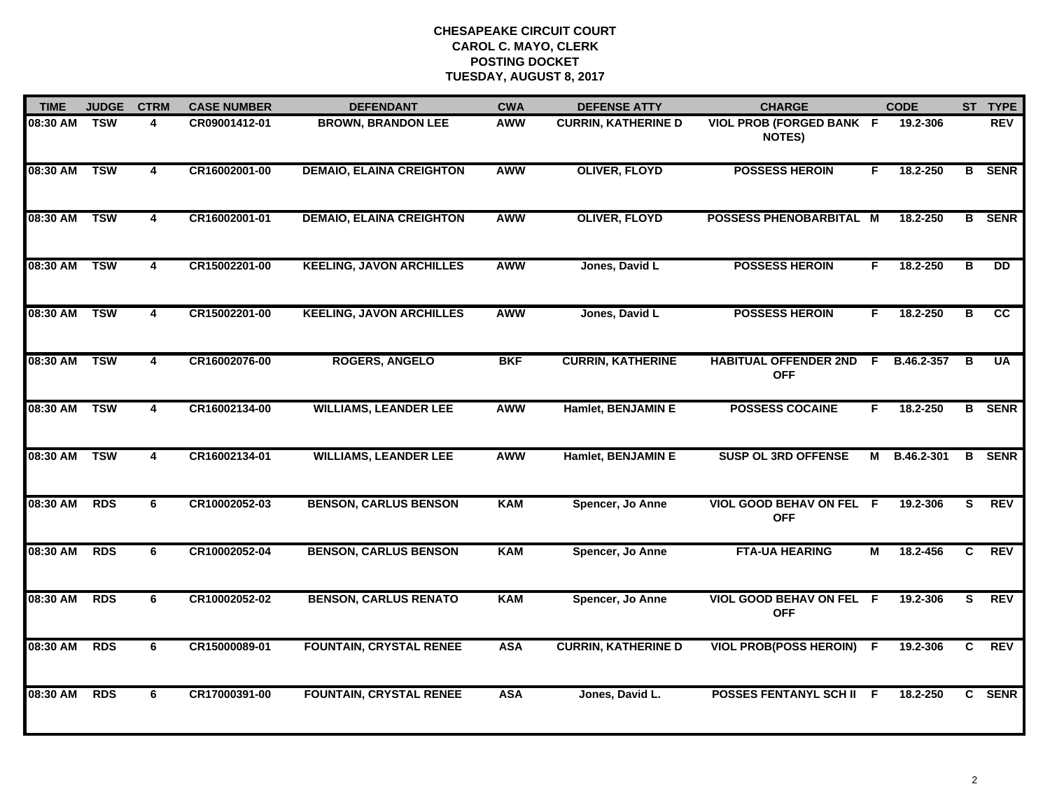# CHESAPEAKE CIRCUIT COURT
## CAROL C. MAYO, CLERK
## POSTING DOCKET
## TUESDAY, AUGUST 8, 2017

| TIME | JUDGE | CTRM | CASE NUMBER | DEFENDANT | CWA | DEFENSE ATTY | CHARGE | | CODE | ST | TYPE |
|---|---|---|---|---|---|---|---|---|---|---|---|
| 08:30 AM | TSW | 4 | CR09001412-01 | BROWN, BRANDON LEE | AWW | CURRIN, KATHERINE D | VIOL PROB (FORGED BANK NOTES) | F | 19.2-306 | | REV |
| 08:30 AM | TSW | 4 | CR16002001-00 | DEMAIO, ELAINA CREIGHTON | AWW | OLIVER, FLOYD | POSSESS HEROIN | F | 18.2-250 | B | SENR |
| 08:30 AM | TSW | 4 | CR16002001-01 | DEMAIO, ELAINA CREIGHTON | AWW | OLIVER, FLOYD | POSSESS PHENOBARBITAL | M | 18.2-250 | B | SENR |
| 08:30 AM | TSW | 4 | CR15002201-00 | KEELING, JAVON ARCHILLES | AWW | Jones, David L | POSSESS HEROIN | F | 18.2-250 | B | DD |
| 08:30 AM | TSW | 4 | CR15002201-00 | KEELING, JAVON ARCHILLES | AWW | Jones, David L | POSSESS HEROIN | F | 18.2-250 | B | CC |
| 08:30 AM | TSW | 4 | CR16002076-00 | ROGERS, ANGELO | BKF | CURRIN, KATHERINE | HABITUAL OFFENDER 2ND OFF | F | B.46.2-357 | B | UA |
| 08:30 AM | TSW | 4 | CR16002134-00 | WILLIAMS, LEANDER LEE | AWW | Hamlet, BENJAMIN E | POSSESS COCAINE | F | 18.2-250 | B | SENR |
| 08:30 AM | TSW | 4 | CR16002134-01 | WILLIAMS, LEANDER LEE | AWW | Hamlet, BENJAMIN E | SUSP OL 3RD OFFENSE | M | B.46.2-301 | B | SENR |
| 08:30 AM | RDS | 6 | CR10002052-03 | BENSON, CARLUS BENSON | KAM | Spencer, Jo Anne | VIOL GOOD BEHAV ON FEL OFF | F | 19.2-306 | S | REV |
| 08:30 AM | RDS | 6 | CR10002052-04 | BENSON, CARLUS BENSON | KAM | Spencer, Jo Anne | FTA-UA HEARING | M | 18.2-456 | C | REV |
| 08:30 AM | RDS | 6 | CR10002052-02 | BENSON, CARLUS RENATO | KAM | Spencer, Jo Anne | VIOL GOOD BEHAV ON FEL OFF | F | 19.2-306 | S | REV |
| 08:30 AM | RDS | 6 | CR15000089-01 | FOUNTAIN, CRYSTAL RENEE | ASA | CURRIN, KATHERINE D | VIOL PROB(POSS HEROIN) | F | 19.2-306 | C | REV |
| 08:30 AM | RDS | 6 | CR17000391-00 | FOUNTAIN, CRYSTAL RENEE | ASA | Jones, David L. | POSSES FENTANYL SCH II | F | 18.2-250 | C | SENR |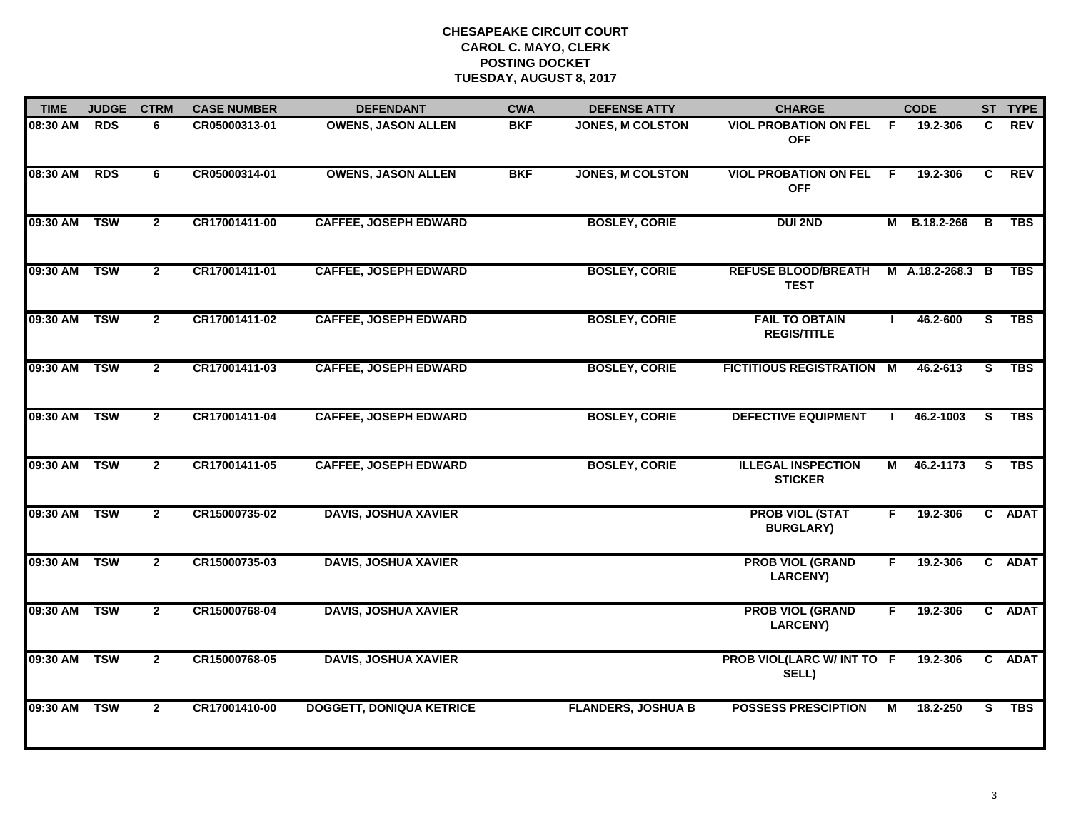**CHESAPEAKE CIRCUIT COURT**
**CAROL C. MAYO, CLERK**
**POSTING DOCKET**
**TUESDAY, AUGUST 8, 2017**

| TIME | JUDGE | CTRM | CASE NUMBER | DEFENDANT | CWA | DEFENSE ATTY | CHARGE | | CODE | ST | TYPE |
|---|---|---|---|---|---|---|---|---|---|---|---|
| 08:30 AM | RDS | 6 | CR05000313-01 | OWENS, JASON ALLEN | BKF | JONES, M COLSTON | VIOL PROBATION ON FEL OFF | F | 19.2-306 | C | REV |
| 08:30 AM | RDS | 6 | CR05000314-01 | OWENS, JASON ALLEN | BKF | JONES, M COLSTON | VIOL PROBATION ON FEL OFF | F | 19.2-306 | C | REV |
| 09:30 AM | TSW | 2 | CR17001411-00 | CAFFEE, JOSEPH EDWARD | | BOSLEY, CORIE | DUI 2ND | M | B.18.2-266 | B | TBS |
| 09:30 AM | TSW | 2 | CR17001411-01 | CAFFEE, JOSEPH EDWARD | | BOSLEY, CORIE | REFUSE BLOOD/BREATH TEST | M | A.18.2-268.3 | B | TBS |
| 09:30 AM | TSW | 2 | CR17001411-02 | CAFFEE, JOSEPH EDWARD | | BOSLEY, CORIE | FAIL TO OBTAIN REGIS/TITLE | I | 46.2-600 | S | TBS |
| 09:30 AM | TSW | 2 | CR17001411-03 | CAFFEE, JOSEPH EDWARD | | BOSLEY, CORIE | FICTITIOUS REGISTRATION | M | 46.2-613 | S | TBS |
| 09:30 AM | TSW | 2 | CR17001411-04 | CAFFEE, JOSEPH EDWARD | | BOSLEY, CORIE | DEFECTIVE EQUIPMENT | I | 46.2-1003 | S | TBS |
| 09:30 AM | TSW | 2 | CR17001411-05 | CAFFEE, JOSEPH EDWARD | | BOSLEY, CORIE | ILLEGAL INSPECTION STICKER | M | 46.2-1173 | S | TBS |
| 09:30 AM | TSW | 2 | CR15000735-02 | DAVIS, JOSHUA XAVIER | | | PROB VIOL (STAT BURGLARY) | F | 19.2-306 | C | ADAT |
| 09:30 AM | TSW | 2 | CR15000735-03 | DAVIS, JOSHUA XAVIER | | | PROB VIOL (GRAND LARCENY) | F | 19.2-306 | C | ADAT |
| 09:30 AM | TSW | 2 | CR15000768-04 | DAVIS, JOSHUA XAVIER | | | PROB VIOL (GRAND LARCENY) | F | 19.2-306 | C | ADAT |
| 09:30 AM | TSW | 2 | CR15000768-05 | DAVIS, JOSHUA XAVIER | | | PROB VIOL(LARC W/ INT TO SELL) | F | 19.2-306 | C | ADAT |
| 09:30 AM | TSW | 2 | CR17001410-00 | DOGGETT, DONIQUA KETRICE | | FLANDERS, JOSHUA B | POSSESS PRESCIPTION | M | 18.2-250 | S | TBS |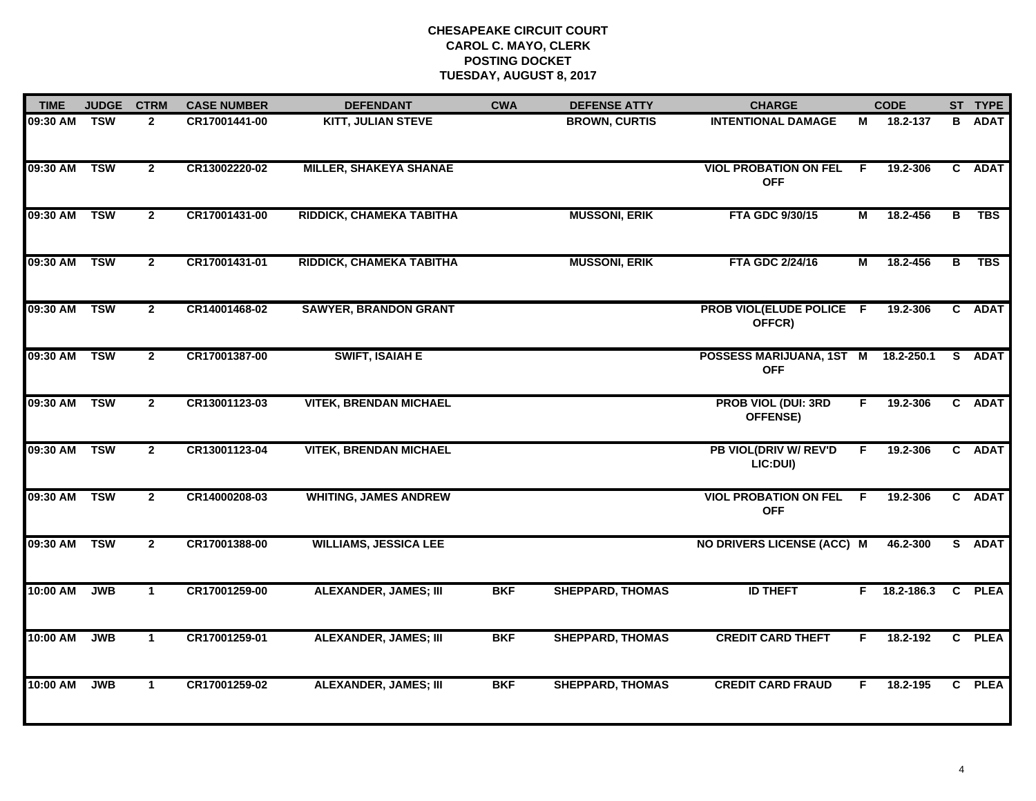**CHESAPEAKE CIRCUIT COURT**
**CAROL C. MAYO, CLERK**
**POSTING DOCKET**
**TUESDAY, AUGUST 8, 2017**

| TIME | JUDGE | CTRM | CASE NUMBER | DEFENDANT | CWA | DEFENSE ATTY | CHARGE | | CODE | ST | TYPE |
|---|---|---|---|---|---|---|---|---|---|---|---|
| 09:30 AM | TSW | 2 | CR17001441-00 | KITT, JULIAN STEVE | | BROWN, CURTIS | INTENTIONAL DAMAGE | M | 18.2-137 | B | ADAT |
| 09:30 AM | TSW | 2 | CR13002220-02 | MILLER, SHAKEYA SHANAE | | | VIOL PROBATION ON FEL OFF | F | 19.2-306 | C | ADAT |
| 09:30 AM | TSW | 2 | CR17001431-00 | RIDDICK, CHAMEKA TABITHA | | MUSSONI, ERIK | FTA GDC 9/30/15 | M | 18.2-456 | B | TBS |
| 09:30 AM | TSW | 2 | CR17001431-01 | RIDDICK, CHAMEKA TABITHA | | MUSSONI, ERIK | FTA GDC 2/24/16 | M | 18.2-456 | B | TBS |
| 09:30 AM | TSW | 2 | CR14001468-02 | SAWYER, BRANDON GRANT | | | PROB VIOL(ELUDE POLICE OFFCR) | F | 19.2-306 | C | ADAT |
| 09:30 AM | TSW | 2 | CR17001387-00 | SWIFT, ISAIAH E | | | POSSESS MARIJUANA, 1ST OFF | M | 18.2-250.1 | S | ADAT |
| 09:30 AM | TSW | 2 | CR13001123-03 | VITEK, BRENDAN MICHAEL | | | PROB VIOL (DUI: 3RD OFFENSE) | F | 19.2-306 | C | ADAT |
| 09:30 AM | TSW | 2 | CR13001123-04 | VITEK, BRENDAN MICHAEL | | | PB VIOL(DRIV W/ REV'D LIC:DUI) | F | 19.2-306 | C | ADAT |
| 09:30 AM | TSW | 2 | CR14000208-03 | WHITING, JAMES ANDREW | | | VIOL PROBATION ON FEL OFF | F | 19.2-306 | C | ADAT |
| 09:30 AM | TSW | 2 | CR17001388-00 | WILLIAMS, JESSICA LEE | | | NO DRIVERS LICENSE (ACC) | M | 46.2-300 | S | ADAT |
| 10:00 AM | JWB | 1 | CR17001259-00 | ALEXANDER, JAMES; III | BKF | SHEPPARD, THOMAS | ID THEFT | F | 18.2-186.3 | C | PLEA |
| 10:00 AM | JWB | 1 | CR17001259-01 | ALEXANDER, JAMES; III | BKF | SHEPPARD, THOMAS | CREDIT CARD THEFT | F | 18.2-192 | C | PLEA |
| 10:00 AM | JWB | 1 | CR17001259-02 | ALEXANDER, JAMES; III | BKF | SHEPPARD, THOMAS | CREDIT CARD FRAUD | F | 18.2-195 | C | PLEA |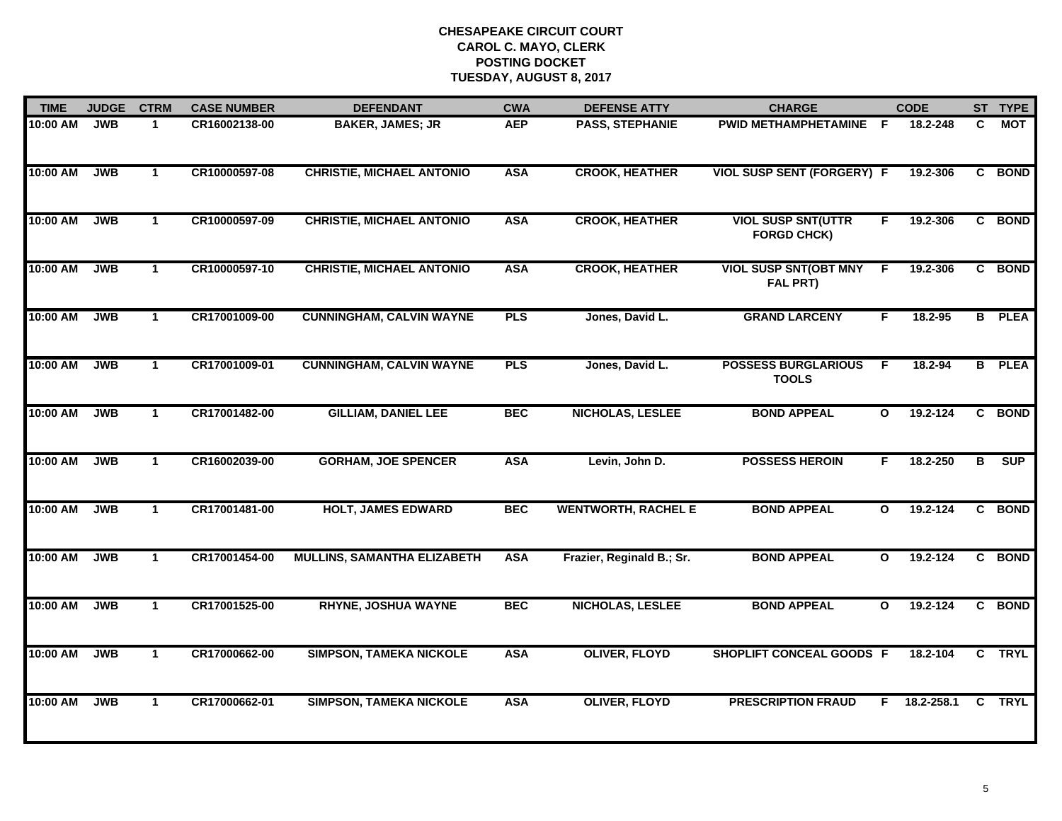# CHESAPEAKE CIRCUIT COURT
## CAROL C. MAYO, CLERK
## POSTING DOCKET
## TUESDAY, AUGUST 8, 2017

| TIME | JUDGE | CTRM | CASE NUMBER | DEFENDANT | CWA | DEFENSE ATTY | CHARGE | | CODE | ST | TYPE |
|---|---|---|---|---|---|---|---|---|---|---|---|
| 10:00 AM | JWB | 1 | CR16002138-00 | BAKER, JAMES; JR | AEP | PASS, STEPHANIE | PWID METHAMPHETAMINE | F | 18.2-248 | C | MOT |
| 10:00 AM | JWB | 1 | CR10000597-08 | CHRISTIE, MICHAEL ANTONIO | ASA | CROOK, HEATHER | VIOL SUSP SENT (FORGERY) | F | 19.2-306 | C | BOND |
| 10:00 AM | JWB | 1 | CR10000597-09 | CHRISTIE, MICHAEL ANTONIO | ASA | CROOK, HEATHER | VIOL SUSP SNT(UTTR FORGD CHCK) | F | 19.2-306 | C | BOND |
| 10:00 AM | JWB | 1 | CR10000597-10 | CHRISTIE, MICHAEL ANTONIO | ASA | CROOK, HEATHER | VIOL SUSP SNT(OBT MNY FAL PRT) | F | 19.2-306 | C | BOND |
| 10:00 AM | JWB | 1 | CR17001009-00 | CUNNINGHAM, CALVIN WAYNE | PLS | Jones, David L. | GRAND LARCENY | F | 18.2-95 | B | PLEA |
| 10:00 AM | JWB | 1 | CR17001009-01 | CUNNINGHAM, CALVIN WAYNE | PLS | Jones, David L. | POSSESS BURGLARIOUS TOOLS | F | 18.2-94 | B | PLEA |
| 10:00 AM | JWB | 1 | CR17001482-00 | GILLIAM, DANIEL LEE | BEC | NICHOLAS, LESLEE | BOND APPEAL | O | 19.2-124 | C | BOND |
| 10:00 AM | JWB | 1 | CR16002039-00 | GORHAM, JOE SPENCER | ASA | Levin, John D. | POSSESS HEROIN | F | 18.2-250 | B | SUP |
| 10:00 AM | JWB | 1 | CR17001481-00 | HOLT, JAMES EDWARD | BEC | WENTWORTH, RACHEL E | BOND APPEAL | O | 19.2-124 | C | BOND |
| 10:00 AM | JWB | 1 | CR17001454-00 | MULLINS, SAMANTHA ELIZABETH | ASA | Frazier, Reginald B.; Sr. | BOND APPEAL | O | 19.2-124 | C | BOND |
| 10:00 AM | JWB | 1 | CR17001525-00 | RHYNE, JOSHUA WAYNE | BEC | NICHOLAS, LESLEE | BOND APPEAL | O | 19.2-124 | C | BOND |
| 10:00 AM | JWB | 1 | CR17000662-00 | SIMPSON, TAMEKA NICKOLE | ASA | OLIVER, FLOYD | SHOPLIFT CONCEAL GOODS | F | 18.2-104 | C | TRYL |
| 10:00 AM | JWB | 1 | CR17000662-01 | SIMPSON, TAMEKA NICKOLE | ASA | OLIVER, FLOYD | PRESCRIPTION FRAUD | F | 18.2-258.1 | C | TRYL |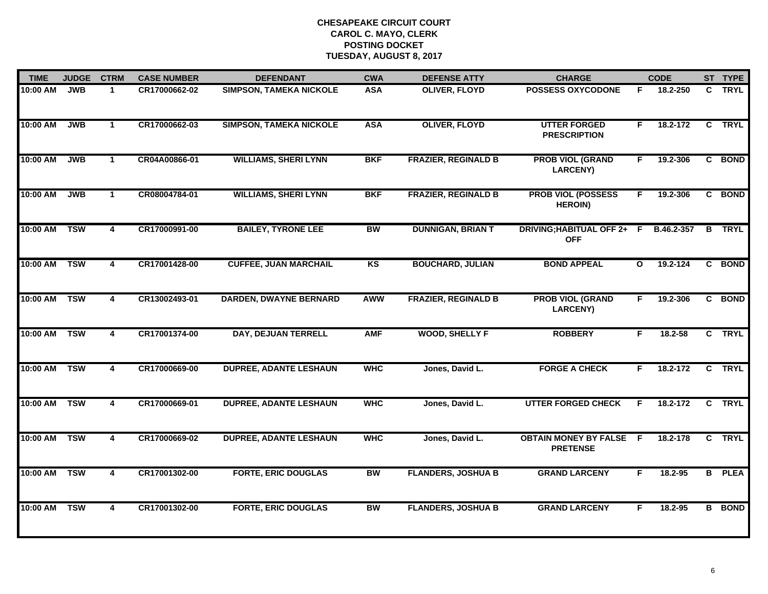**CHESAPEAKE CIRCUIT COURT**
**CAROL C. MAYO, CLERK**
**POSTING DOCKET**
**TUESDAY, AUGUST 8, 2017**

| TIME | JUDGE | CTRM | CASE NUMBER | DEFENDANT | CWA | DEFENSE ATTY | CHARGE | | CODE | ST | TYPE |
|---|---|---|---|---|---|---|---|---|---|---|---|
| 10:00 AM | JWB | 1 | CR17000662-02 | SIMPSON, TAMEKA NICKOLE | ASA | OLIVER, FLOYD | POSSESS OXYCODONE | F | 18.2-250 | C | TRYL |
| 10:00 AM | JWB | 1 | CR17000662-03 | SIMPSON, TAMEKA NICKOLE | ASA | OLIVER, FLOYD | UTTER FORGED PRESCRIPTION | F | 18.2-172 | C | TRYL |
| 10:00 AM | JWB | 1 | CR04A00866-01 | WILLIAMS, SHERI LYNN | BKF | FRAZIER, REGINALD B | PROB VIOL (GRAND LARCENY) | F | 19.2-306 | C | BOND |
| 10:00 AM | JWB | 1 | CR08004784-01 | WILLIAMS, SHERI LYNN | BKF | FRAZIER, REGINALD B | PROB VIOL (POSSESS HEROIN) | F | 19.2-306 | C | BOND |
| 10:00 AM | TSW | 4 | CR17000991-00 | BAILEY, TYRONE LEE | BW | DUNNIGAN, BRIAN T | DRIVING;HABITUAL OFF 2+ OFF | F | B.46.2-357 | B | TRYL |
| 10:00 AM | TSW | 4 | CR17001428-00 | CUFFEE, JUAN MARCHAIL | KS | BOUCHARD, JULIAN | BOND APPEAL | O | 19.2-124 | C | BOND |
| 10:00 AM | TSW | 4 | CR13002493-01 | DARDEN, DWAYNE BERNARD | AWW | FRAZIER, REGINALD B | PROB VIOL (GRAND LARCENY) | F | 19.2-306 | C | BOND |
| 10:00 AM | TSW | 4 | CR17001374-00 | DAY, DEJUAN TERRELL | AMF | WOOD, SHELLY F | ROBBERY | F | 18.2-58 | C | TRYL |
| 10:00 AM | TSW | 4 | CR17000669-00 | DUPREE, ADANTE LESHAUN | WHC | Jones, David L. | FORGE A CHECK | F | 18.2-172 | C | TRYL |
| 10:00 AM | TSW | 4 | CR17000669-01 | DUPREE, ADANTE LESHAUN | WHC | Jones, David L. | UTTER FORGED CHECK | F | 18.2-172 | C | TRYL |
| 10:00 AM | TSW | 4 | CR17000669-02 | DUPREE, ADANTE LESHAUN | WHC | Jones, David L. | OBTAIN MONEY BY FALSE PRETENSE | F | 18.2-178 | C | TRYL |
| 10:00 AM | TSW | 4 | CR17001302-00 | FORTE, ERIC DOUGLAS | BW | FLANDERS, JOSHUA B | GRAND LARCENY | F | 18.2-95 | B | PLEA |
| 10:00 AM | TSW | 4 | CR17001302-00 | FORTE, ERIC DOUGLAS | BW | FLANDERS, JOSHUA B | GRAND LARCENY | F | 18.2-95 | B | BOND |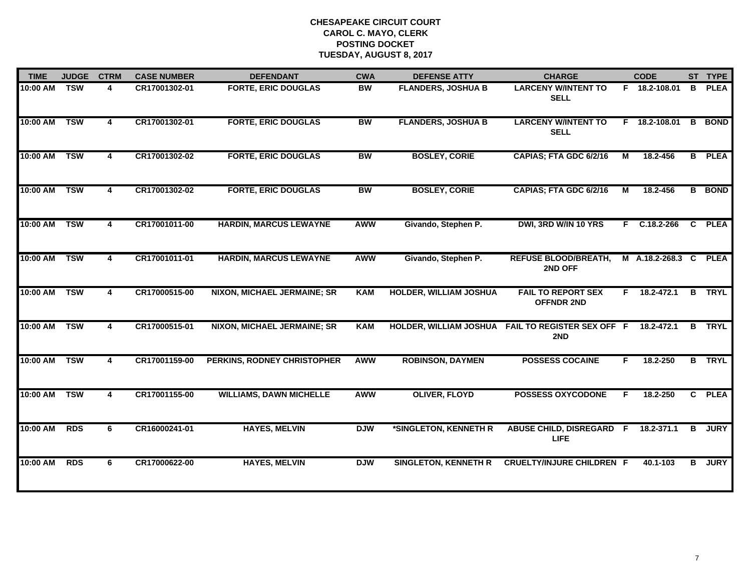**CHESAPEAKE CIRCUIT COURT**
**CAROL C. MAYO, CLERK**
**POSTING DOCKET**
**TUESDAY, AUGUST 8, 2017**

| TIME | JUDGE | CTRM | CASE NUMBER | DEFENDANT | CWA | DEFENSE ATTY | CHARGE | | CODE | ST | TYPE |
|---|---|---|---|---|---|---|---|---|---|---|---|
| 10:00 AM | TSW | 4 | CR17001302-01 | FORTE, ERIC DOUGLAS | BW | FLANDERS, JOSHUA B | LARCENY W/INTENT TO SELL | F | 18.2-108.01 | B | PLEA |
| 10:00 AM | TSW | 4 | CR17001302-01 | FORTE, ERIC DOUGLAS | BW | FLANDERS, JOSHUA B | LARCENY W/INTENT TO SELL | F | 18.2-108.01 | B | BOND |
| 10:00 AM | TSW | 4 | CR17001302-02 | FORTE, ERIC DOUGLAS | BW | BOSLEY, CORIE | CAPIAS; FTA GDC 6/2/16 | M | 18.2-456 | B | PLEA |
| 10:00 AM | TSW | 4 | CR17001302-02 | FORTE, ERIC DOUGLAS | BW | BOSLEY, CORIE | CAPIAS; FTA GDC 6/2/16 | M | 18.2-456 | B | BOND |
| 10:00 AM | TSW | 4 | CR17001011-00 | HARDIN, MARCUS LEWAYNE | AWW | Givando, Stephen P. | DWI, 3RD W/IN 10 YRS | F | C.18.2-266 | C | PLEA |
| 10:00 AM | TSW | 4 | CR17001011-01 | HARDIN, MARCUS LEWAYNE | AWW | Givando, Stephen P. | REFUSE BLOOD/BREATH, 2ND OFF | M | A.18.2-268.3 | C | PLEA |
| 10:00 AM | TSW | 4 | CR17000515-00 | NIXON, MICHAEL JERMAINE; SR | KAM | HOLDER, WILLIAM JOSHUA | FAIL TO REPORT SEX OFFNDR 2ND | F | 18.2-472.1 | B | TRYL |
| 10:00 AM | TSW | 4 | CR17000515-01 | NIXON, MICHAEL JERMAINE; SR | KAM | HOLDER, WILLIAM JOSHUA | FAIL TO REGISTER SEX OFF 2ND | F | 18.2-472.1 | B | TRYL |
| 10:00 AM | TSW | 4 | CR17001159-00 | PERKINS, RODNEY CHRISTOPHER | AWW | ROBINSON, DAYMEN | POSSESS COCAINE | F | 18.2-250 | B | TRYL |
| 10:00 AM | TSW | 4 | CR17001155-00 | WILLIAMS, DAWN MICHELLE | AWW | OLIVER, FLOYD | POSSESS OXYCODONE | F | 18.2-250 | C | PLEA |
| 10:00 AM | RDS | 6 | CR16000241-01 | HAYES, MELVIN | DJW | *SINGLETON, KENNETH R | ABUSE CHILD, DISREGARD LIFE | F | 18.2-371.1 | B | JURY |
| 10:00 AM | RDS | 6 | CR17000622-00 | HAYES, MELVIN | DJW | SINGLETON, KENNETH R | CRUELTY/INJURE CHILDREN | F | 40.1-103 | B | JURY |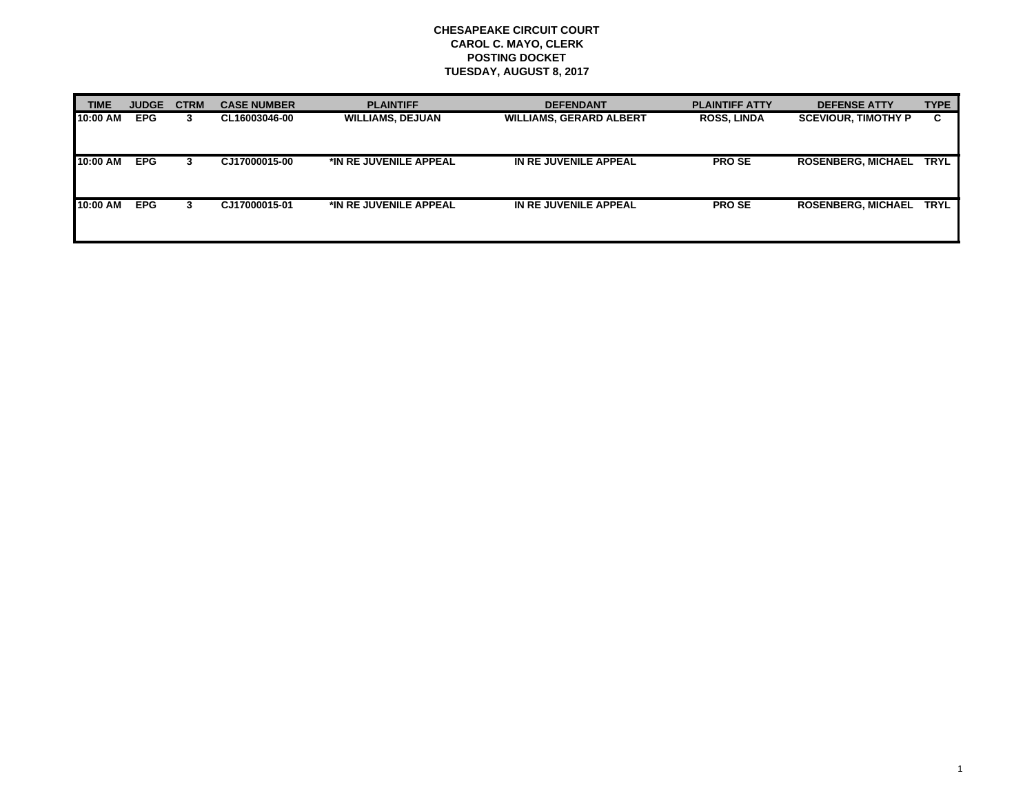**CHESAPEAKE CIRCUIT COURT**
**CAROL C. MAYO, CLERK**
**POSTING DOCKET**
**TUESDAY, AUGUST 8, 2017**

| TIME | JUDGE | CTRM | CASE NUMBER | PLAINTIFF | DEFENDANT | PLAINTIFF ATTY | DEFENSE ATTY | TYPE |
|---|---|---|---|---|---|---|---|---|
| 10:00 AM | EPG | 3 | CL16003046-00 | WILLIAMS, DEJUAN | WILLIAMS, GERARD ALBERT | ROSS, LINDA | SCEVIOUR, TIMOTHY P | C |
| 10:00 AM | EPG | 3 | CJ17000015-00 | *IN RE JUVENILE APPEAL | IN RE JUVENILE APPEAL | PRO SE | ROSENBERG, MICHAEL | TRYL |
| 10:00 AM | EPG | 3 | CJ17000015-01 | *IN RE JUVENILE APPEAL | IN RE JUVENILE APPEAL | PRO SE | ROSENBERG, MICHAEL | TRYL |